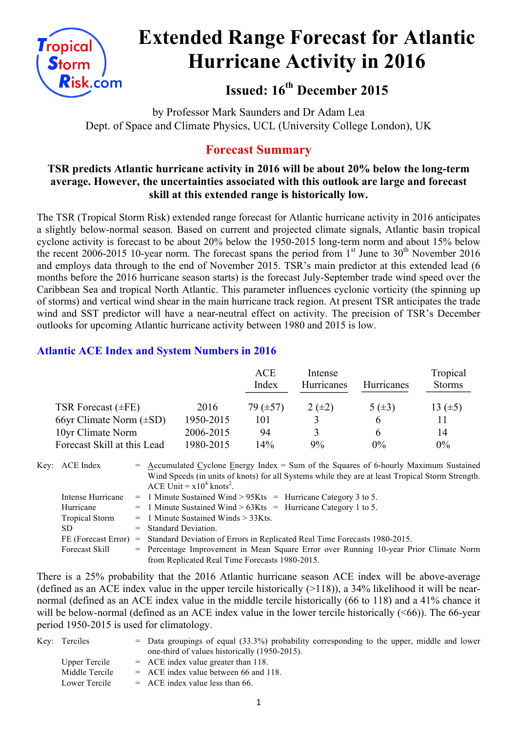# Extended Range Forecast for Atlantic Hurricane Activity in 2016

## Issued: 16th December 2015

by Professor Mark Saunders and Dr Adam Lea
Dept. of Space and Climate Physics, UCL (University College London), UK

## Forecast Summary

**TSR predicts Atlantic hurricane activity in 2016 will be about 20% below the long-term average. However, the uncertainties associated with this outlook are large and forecast skill at this extended range is historically low.**

The TSR (Tropical Storm Risk) extended range forecast for Atlantic hurricane activity in 2016 anticipates a slightly below-normal season. Based on current and projected climate signals, Atlantic basin tropical cyclone activity is forecast to be about 20% below the 1950-2015 long-term norm and about 15% below the recent 2006-2015 10-year norm. The forecast spans the period from 1st June to 30th November 2016 and employs data through to the end of November 2015. TSR's main predictor at this extended lead (6 months before the 2016 hurricane season starts) is the forecast July-September trade wind speed over the Caribbean Sea and tropical North Atlantic. This parameter influences cyclonic vorticity (the spinning up of storms) and vertical wind shear in the main hurricane track region. At present TSR anticipates the trade wind and SST predictor will have a near-neutral effect on activity. The precision of TSR's December outlooks for upcoming Atlantic hurricane activity between 1980 and 2015 is low.

### Atlantic ACE Index and System Numbers in 2016

| | | ACE Index | Intense Hurricanes | Hurricanes | Tropical Storms |
|---|---|---|---|---|---|
| TSR Forecast (±FE) | 2016 | 79 (±57) | 2 (±2) | 5 (±3) | 13 (±5) |
| 66yr Climate Norm (±SD) | 1950-2015 | 101 | 3 | 6 | 11 |
| 10yr Climate Norm | 2006-2015 | 94 | 3 | 6 | 14 |
| Forecast Skill at this Lead | 1980-2015 | 14% | 9% | 0% | 0% |

Key:
- ACE Index = Accumulated Cyclone Energy Index = Sum of the Squares of 6-hourly Maximum Sustained Wind Speeds (in units of knots) for all Systems while they are at least Tropical Storm Strength. ACE Unit = $x10^4$ knots$^2$.
- Intense Hurricane = 1 Minute Sustained Wind > 95Kts = Hurricane Category 3 to 5.
- Hurricane = 1 Minute Sustained Wind > 63Kts = Hurricane Category 1 to 5.
- Tropical Storm = 1 Minute Sustained Winds > 33Kts.
- SD = Standard Deviation.
- FE (Forecast Error) = Standard Deviation of Errors in Replicated Real Time Forecasts 1980-2015.
- Forecast Skill = Percentage Improvement in Mean Square Error over Running 10-year Prior Climate Norm from Replicated Real Time Forecasts 1980-2015.

There is a 25% probability that the 2016 Atlantic hurricane season ACE index will be above-average (defined as an ACE index value in the upper tercile historically (>118)), a 34% likelihood it will be near-normal (defined as an ACE index value in the middle tercile historically (66 to 118) and a 41% chance it will be below-normal (defined as an ACE index value in the lower tercile historically (<66)). The 66-year period 1950-2015 is used for climatology.

Key:
- Terciles = Data groupings of equal (33.3%) probability corresponding to the upper, middle and lower one-third of values historically (1950-2015).
- Upper Tercile = ACE index value greater than 118.
- Middle Tercile = ACE index value between 66 and 118.
- Lower Tercile = ACE index value less than 66.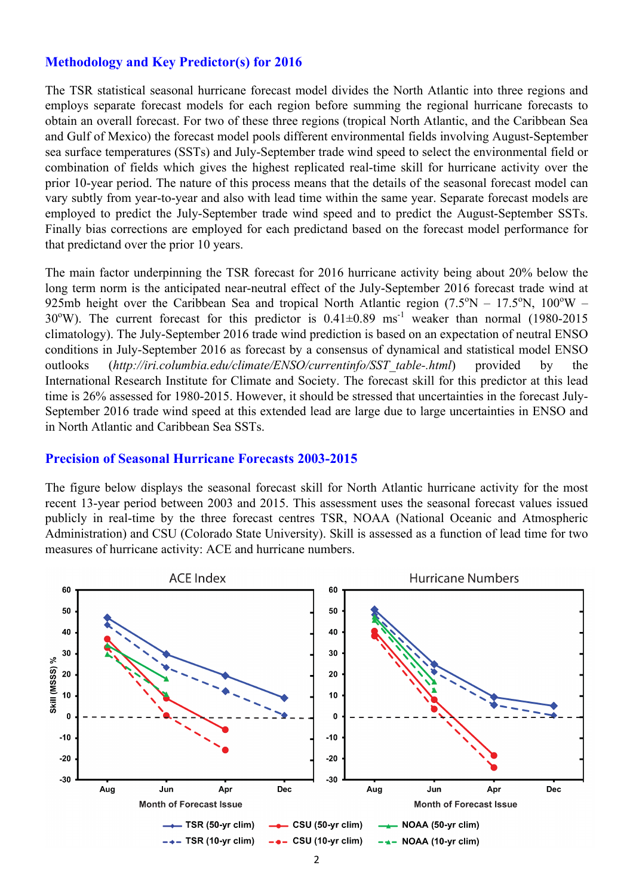## Methodology and Key Predictor(s) for 2016

The TSR statistical seasonal hurricane forecast model divides the North Atlantic into three regions and employs separate forecast models for each region before summing the regional hurricane forecasts to obtain an overall forecast. For two of these three regions (tropical North Atlantic, and the Caribbean Sea and Gulf of Mexico) the forecast model pools different environmental fields involving August-September sea surface temperatures (SSTs) and July-September trade wind speed to select the environmental field or combination of fields which gives the highest replicated real-time skill for hurricane activity over the prior 10-year period. The nature of this process means that the details of the seasonal forecast model can vary subtly from year-to-year and also with lead time within the same year. Separate forecast models are employed to predict the July-September trade wind speed and to predict the August-September SSTs. Finally bias corrections are employed for each predictand based on the forecast model performance for that predictand over the prior 10 years.

The main factor underpinning the TSR forecast for 2016 hurricane activity being about 20% below the long term norm is the anticipated near-neutral effect of the July-September 2016 forecast trade wind at 925mb height over the Caribbean Sea and tropical North Atlantic region (7.5°N – 17.5°N, 100°W – 30°W). The current forecast for this predictor is 0.41±0.89 $ms^{-1}$ weaker than normal (1980-2015 climatology). The July-September 2016 trade wind prediction is based on an expectation of neutral ENSO conditions in July-September 2016 as forecast by a consensus of dynamical and statistical model ENSO outlooks (*http://iri.columbia.edu/climate/ENSO/currentinfo/SST_table-.html*) provided by the International Research Institute for Climate and Society. The forecast skill for this predictor at this lead time is 26% assessed for 1980-2015. However, it should be stressed that uncertainties in the forecast July-September 2016 trade wind speed at this extended lead are large due to large uncertainties in ENSO and in North Atlantic and Caribbean Sea SSTs.

## Precision of Seasonal Hurricane Forecasts 2003-2015

The figure below displays the seasonal forecast skill for North Atlantic hurricane activity for the most recent 13-year period between 2003 and 2015. This assessment uses the seasonal forecast values issued publicly in real-time by the three forecast centres TSR, NOAA (National Oceanic and Atmospheric Administration) and CSU (Colorado State University). Skill is assessed as a function of lead time for two measures of hurricane activity: ACE and hurricane numbers.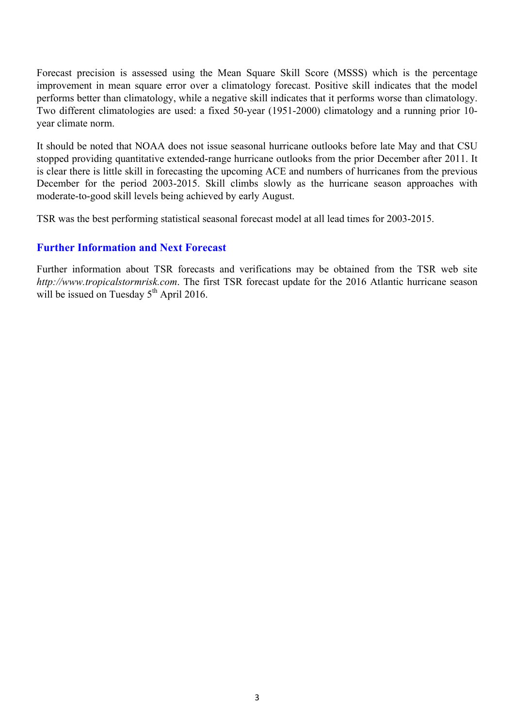Forecast precision is assessed using the Mean Square Skill Score (MSSS) which is the percentage improvement in mean square error over a climatology forecast. Positive skill indicates that the model performs better than climatology, while a negative skill indicates that it performs worse than climatology. Two different climatologies are used: a fixed 50-year (1951-2000) climatology and a running prior 10-year climate norm.

It should be noted that NOAA does not issue seasonal hurricane outlooks before late May and that CSU stopped providing quantitative extended-range hurricane outlooks from the prior December after 2011. It is clear there is little skill in forecasting the upcoming ACE and numbers of hurricanes from the previous December for the period 2003-2015. Skill climbs slowly as the hurricane season approaches with moderate-to-good skill levels being achieved by early August.

TSR was the best performing statistical seasonal forecast model at all lead times for 2003-2015.

## Further Information and Next Forecast

Further information about TSR forecasts and verifications may be obtained from the TSR web site *http://www.tropicalstormrisk.com*. The first TSR forecast update for the 2016 Atlantic hurricane season will be issued on Tuesday 5th April 2016.